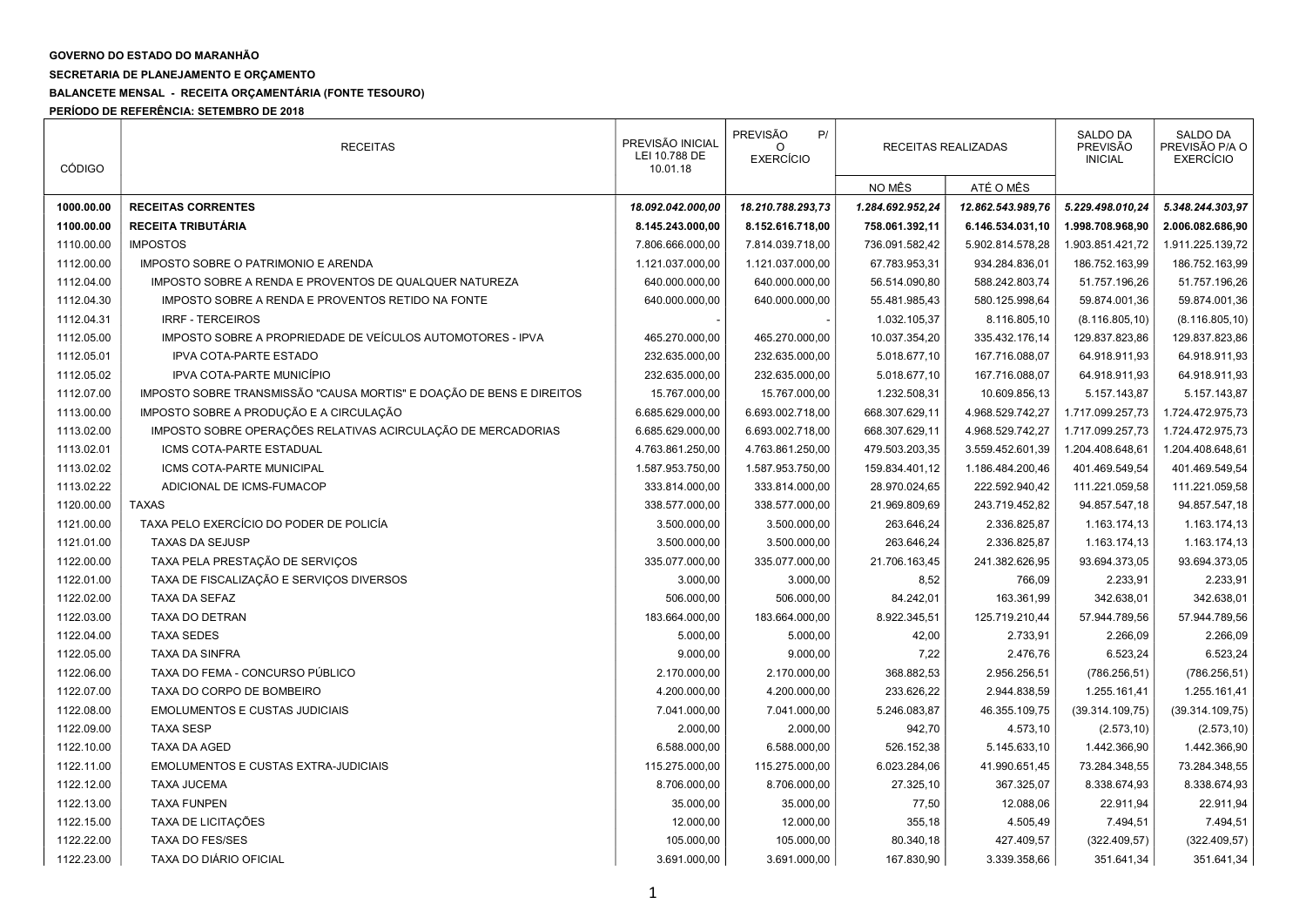**GOVERNO DO ESTADO DO MARANHÃO**

**SECRETARIA DE PLANEJAMENTO E ORÇAMENTO**

**BALANCETE MENSAL - RECEITA ORÇAMENTÁRIA (FONTE TESOURO)**

**PERÍODO DE REFERÊNCIA: SETEMBRO DE 2018**

| CÓDIGO | RECEITAS | PREVISÃO INICIAL LEI 10.788 DE 10.01.18 | PREVISÃO P/ O EXERCÍCIO | RECEITAS REALIZADAS | | SALDO DA PREVISÃO INICIAL | SALDO DA PREVISÃO P/A O EXERCÍCIO |
|---|---|---|---|---|---|---|---|
| | | | | NO MÊS | ATÉ O MÊS | | |
| **1000.00.00** | **RECEITAS CORRENTES** | ***18.092.042.000,00*** | ***18.210.788.293,73*** | ***1.284.692.952,24*** | ***12.862.543.989,76*** | ***5.229.498.010,24*** | ***5.348.244.303,97*** |
| **1100.00.00** | **RECEITA TRIBUTÁRIA** | **8.145.243.000,00** | **8.152.616.718,00** | **758.061.392,11** | **6.146.534.031,10** | **1.998.708.968,90** | **2.006.082.686,90** |
| 1110.00.00 | IMPOSTOS | 7.806.666.000,00 | 7.814.039.718,00 | 736.091.582,42 | 5.902.814.578,28 | 1.903.851.421,72 | 1.911.225.139,72 |
| 1112.00.00 | IMPOSTO SOBRE O PATRIMONIO E ARENDA | 1.121.037.000,00 | 1.121.037.000,00 | 67.783.953,31 | 934.284.836,01 | 186.752.163,99 | 186.752.163,99 |
| 1112.04.00 | IMPOSTO SOBRE A RENDA E PROVENTOS DE QUALQUER NATUREZA | 640.000.000,00 | 640.000.000,00 | 56.514.090,80 | 588.242.803,74 | 51.757.196,26 | 51.757.196,26 |
| 1112.04.30 | IMPOSTO SOBRE A RENDA E PROVENTOS RETIDO NA FONTE | 640.000.000,00 | 640.000.000,00 | 55.481.985,43 | 580.125.998,64 | 59.874.001,36 | 59.874.001,36 |
| 1112.04.31 | IRRF - TERCEIROS | - | - | 1.032.105,37 | 8.116.805,10 | (8.116.805,10) | (8.116.805,10) |
| 1112.05.00 | IMPOSTO SOBRE A PROPRIEDADE DE VEÍCULOS AUTOMOTORES - IPVA | 465.270.000,00 | 465.270.000,00 | 10.037.354,20 | 335.432.176,14 | 129.837.823,86 | 129.837.823,86 |
| 1112.05.01 | IPVA COTA-PARTE ESTADO | 232.635.000,00 | 232.635.000,00 | 5.018.677,10 | 167.716.088,07 | 64.918.911,93 | 64.918.911,93 |
| 1112.05.02 | IPVA COTA-PARTE MUNICÍPIO | 232.635.000,00 | 232.635.000,00 | 5.018.677,10 | 167.716.088,07 | 64.918.911,93 | 64.918.911,93 |
| 1112.07.00 | IMPOSTO SOBRE TRANSMISSÃO "CAUSA MORTIS" E DOAÇÃO DE BENS E DIREITOS | 15.767.000,00 | 15.767.000,00 | 1.232.508,31 | 10.609.856,13 | 5.157.143,87 | 5.157.143,87 |
| 1113.00.00 | IMPOSTO SOBRE A PRODUÇÃO E A CIRCULAÇÃO | 6.685.629.000,00 | 6.693.002.718,00 | 668.307.629,11 | 4.968.529.742,27 | 1.717.099.257,73 | 1.724.472.975,73 |
| 1113.02.00 | IMPOSTO SOBRE OPERAÇÕES RELATIVAS ACIRCULAÇÃO DE MERCADORIAS | 6.685.629.000,00 | 6.693.002.718,00 | 668.307.629,11 | 4.968.529.742,27 | 1.717.099.257,73 | 1.724.472.975,73 |
| 1113.02.01 | ICMS COTA-PARTE ESTADUAL | 4.763.861.250,00 | 4.763.861.250,00 | 479.503.203,35 | 3.559.452.601,39 | 1.204.408.648,61 | 1.204.408.648,61 |
| 1113.02.02 | ICMS COTA-PARTE MUNICIPAL | 1.587.953.750,00 | 1.587.953.750,00 | 159.834.401,12 | 1.186.484.200,46 | 401.469.549,54 | 401.469.549,54 |
| 1113.02.22 | ADICIONAL DE ICMS-FUMACOP | 333.814.000,00 | 333.814.000,00 | 28.970.024,65 | 222.592.940,42 | 111.221.059,58 | 111.221.059,58 |
| 1120.00.00 | TAXAS | 338.577.000,00 | 338.577.000,00 | 21.969.809,69 | 243.719.452,82 | 94.857.547,18 | 94.857.547,18 |
| 1121.00.00 | TAXA PELO EXERCÍCIO DO PODER DE POLICÍA | 3.500.000,00 | 3.500.000,00 | 263.646,24 | 2.336.825,87 | 1.163.174,13 | 1.163.174,13 |
| 1121.01.00 | TAXAS DA SEJUSP | 3.500.000,00 | 3.500.000,00 | 263.646,24 | 2.336.825,87 | 1.163.174,13 | 1.163.174,13 |
| 1122.00.00 | TAXA PELA PRESTAÇÃO DE SERVIÇOS | 335.077.000,00 | 335.077.000,00 | 21.706.163,45 | 241.382.626,95 | 93.694.373,05 | 93.694.373,05 |
| 1122.01.00 | TAXA DE FISCALIZAÇÃO E SERVIÇOS DIVERSOS | 3.000,00 | 3.000,00 | 8,52 | 766,09 | 2.233,91 | 2.233,91 |
| 1122.02.00 | TAXA DA SEFAZ | 506.000,00 | 506.000,00 | 84.242,01 | 163.361,99 | 342.638,01 | 342.638,01 |
| 1122.03.00 | TAXA DO DETRAN | 183.664.000,00 | 183.664.000,00 | 8.922.345,51 | 125.719.210,44 | 57.944.789,56 | 57.944.789,56 |
| 1122.04.00 | TAXA SEDES | 5.000,00 | 5.000,00 | 42,00 | 2.733,91 | 2.266,09 | 2.266,09 |
| 1122.05.00 | TAXA DA SINFRA | 9.000,00 | 9.000,00 | 7,22 | 2.476,76 | 6.523,24 | 6.523,24 |
| 1122.06.00 | TAXA DO FEMA - CONCURSO PÚBLICO | 2.170.000,00 | 2.170.000,00 | 368.882,53 | 2.956.256,51 | (786.256,51) | (786.256,51) |
| 1122.07.00 | TAXA DO CORPO DE BOMBEIRO | 4.200.000,00 | 4.200.000,00 | 233.626,22 | 2.944.838,59 | 1.255.161,41 | 1.255.161,41 |
| 1122.08.00 | EMOLUMENTOS E CUSTAS JUDICIAIS | 7.041.000,00 | 7.041.000,00 | 5.246.083,87 | 46.355.109,75 | (39.314.109,75) | (39.314.109,75) |
| 1122.09.00 | TAXA SESP | 2.000,00 | 2.000,00 | 942,70 | 4.573,10 | (2.573,10) | (2.573,10) |
| 1122.10.00 | TAXA DA AGED | 6.588.000,00 | 6.588.000,00 | 526.152,38 | 5.145.633,10 | 1.442.366,90 | 1.442.366,90 |
| 1122.11.00 | EMOLUMENTOS E CUSTAS EXTRA-JUDICIAIS | 115.275.000,00 | 115.275.000,00 | 6.023.284,06 | 41.990.651,45 | 73.284.348,55 | 73.284.348,55 |
| 1122.12.00 | TAXA JUCEMA | 8.706.000,00 | 8.706.000,00 | 27.325,10 | 367.325,07 | 8.338.674,93 | 8.338.674,93 |
| 1122.13.00 | TAXA FUNPEN | 35.000,00 | 35.000,00 | 77,50 | 12.088,06 | 22.911,94 | 22.911,94 |
| 1122.15.00 | TAXA DE LICITAÇÕES | 12.000,00 | 12.000,00 | 355,18 | 4.505,49 | 7.494,51 | 7.494,51 |
| 1122.22.00 | TAXA DO FES/SES | 105.000,00 | 105.000,00 | 80.340,18 | 427.409,57 | (322.409,57) | (322.409,57) |
| 1122.23.00 | TAXA DO DIÁRIO OFICIAL | 3.691.000,00 | 3.691.000,00 | 167.830,90 | 3.339.358,66 | 351.641,34 | 351.641,34 |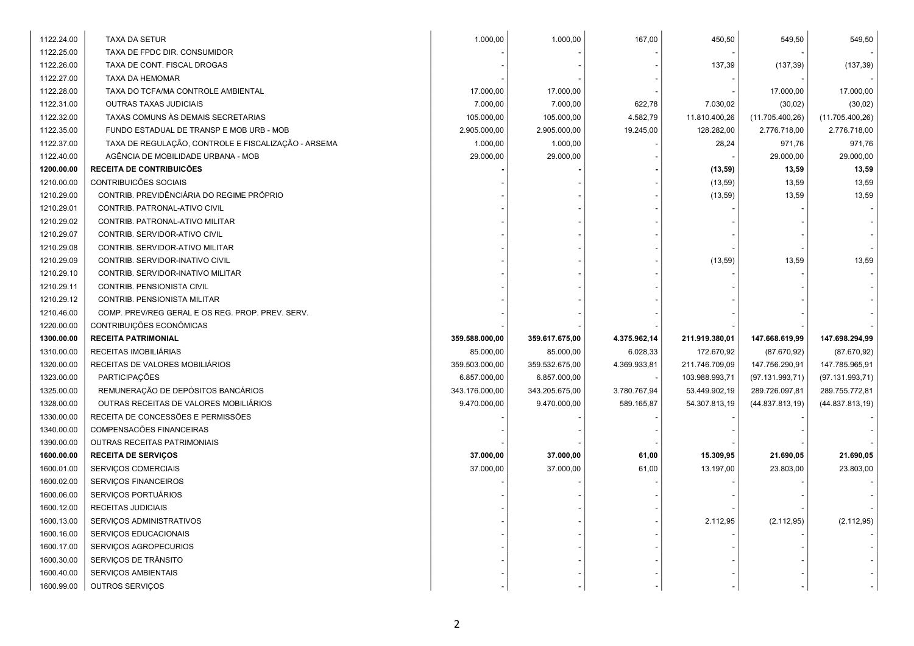| | | | | | | | |
|---|---|---|---|---|---|---|---|
| 1122.24.00 | TAXA DA SETUR | 1.000,00 | 1.000,00 | 167,00 | 450,50 | 549,50 | 549,50 |
| 1122.25.00 | TAXA DE FPDC DIR. CONSUMIDOR | - | - | - | - | - | - |
| 1122.26.00 | TAXA DE CONT. FISCAL DROGAS | - | - | - | 137,39 | (137,39) | (137,39) |
| 1122.27.00 | TAXA DA HEMOMAR | - | - | - | - | - | - |
| 1122.28.00 | TAXA DO TCFA/MA CONTROLE AMBIENTAL | 17.000,00 | 17.000,00 | - | - | 17.000,00 | 17.000,00 |
| 1122.31.00 | OUTRAS TAXAS JUDICIAIS | 7.000,00 | 7.000,00 | 622,78 | 7.030,02 | (30,02) | (30,02) |
| 1122.32.00 | TAXAS COMUNS ÀS DEMAIS SECRETARIAS | 105.000,00 | 105.000,00 | 4.582,79 | 11.810.400,26 | (11.705.400,26) | (11.705.400,26) |
| 1122.35.00 | FUNDO ESTADUAL DE TRANSP E MOB URB - MOB | 2.905.000,00 | 2.905.000,00 | 19.245,00 | 128.282,00 | 2.776.718,00 | 2.776.718,00 |
| 1122.37.00 | TAXA DE REGULAÇÃO, CONTROLE E FISCALIZAÇÃO - ARSEMA | 1.000,00 | 1.000,00 | - | 28,24 | 971,76 | 971,76 |
| 1122.40.00 | AGÊNCIA DE MOBILIDADE URBANA - MOB | 29.000,00 | 29.000,00 | - | - | 29.000,00 | 29.000,00 |
| **1200.00.00** | **RECEITA DE CONTRIBUICÕES** | **-** | **-** | **-** | **(13,59)** | **13,59** | **13,59** |
| 1210.00.00 | CONTRIBUICÕES SOCIAIS | - | - | - | (13,59) | 13,59 | 13,59 |
| 1210.29.00 | CONTRIB. PREVIDÊNCIÁRIA DO REGIME PRÓPRIO | - | - | - | (13,59) | 13,59 | 13,59 |
| 1210.29.01 | CONTRIB. PATRONAL-ATIVO CIVIL | - | - | - | - | - | - |
| 1210.29.02 | CONTRIB. PATRONAL-ATIVO MILITAR | - | - | - | - | - | - |
| 1210.29.07 | CONTRIB. SERVIDOR-ATIVO CIVIL | - | - | - | - | - | - |
| 1210.29.08 | CONTRIB. SERVIDOR-ATIVO MILITAR | - | - | - | - | - | - |
| 1210.29.09 | CONTRIB. SERVIDOR-INATIVO CIVIL | - | - | - | (13,59) | 13,59 | 13,59 |
| 1210.29.10 | CONTRIB. SERVIDOR-INATIVO MILITAR | - | - | - | - | - | - |
| 1210.29.11 | CONTRIB. PENSIONISTA CIVIL | - | - | - | - | - | - |
| 1210.29.12 | CONTRIB. PENSIONISTA MILITAR | - | - | - | - | - | - |
| 1210.46.00 | COMP. PREV/REG GERAL E OS REG. PROP. PREV. SERV. | - | - | - | - | - | - |
| 1220.00.00 | CONTRIBUIÇÕES ECONÔMICAS | - | - | - | - | - | - |
| **1300.00.00** | **RECEITA PATRIMONIAL** | **359.588.000,00** | **359.617.675,00** | **4.375.962,14** | **211.919.380,01** | **147.668.619,99** | **147.698.294,99** |
| 1310.00.00 | RECEITAS IMOBILIÁRIAS | 85.000,00 | 85.000,00 | 6.028,33 | 172.670,92 | (87.670,92) | (87.670,92) |
| 1320.00.00 | RECEITAS DE VALORES MOBILIÁRIOS | 359.503.000,00 | 359.532.675,00 | 4.369.933,81 | 211.746.709,09 | 147.756.290,91 | 147.785.965,91 |
| 1323.00.00 | PARTICIPAÇÕES | 6.857.000,00 | 6.857.000,00 | - | 103.988.993,71 | (97.131.993,71) | (97.131.993,71) |
| 1325.00.00 | REMUNERAÇÃO DE DEPÓSITOS BANCÁRIOS | 343.176.000,00 | 343.205.675,00 | 3.780.767,94 | 53.449.902,19 | 289.726.097,81 | 289.755.772,81 |
| 1328.00.00 | OUTRAS RECEITAS DE VALORES MOBILIÁRIOS | 9.470.000,00 | 9.470.000,00 | 589.165,87 | 54.307.813,19 | (44.837.813,19) | (44.837.813,19) |
| 1330.00.00 | RECEITA DE CONCESSÕES E PERMISSÕES | - | - | - | - | - | - |
| 1340.00.00 | COMPENSACÕES FINANCEIRAS | - | - | - | - | - | - |
| 1390.00.00 | OUTRAS RECEITAS PATRIMONIAIS | - | - | - | - | - | - |
| **1600.00.00** | **RECEITA DE SERVIÇOS** | **37.000,00** | **37.000,00** | **61,00** | **15.309,95** | **21.690,05** | **21.690,05** |
| 1600.01.00 | SERVIÇOS COMERCIAIS | 37.000,00 | 37.000,00 | 61,00 | 13.197,00 | 23.803,00 | 23.803,00 |
| 1600.02.00 | SERVIÇOS FINANCEIROS | - | - | - | - | - | - |
| 1600.06.00 | SERVIÇOS PORTUÁRIOS | - | - | - | - | - | - |
| 1600.12.00 | RECEITAS JUDICIAIS | - | - | - | - | - | - |
| 1600.13.00 | SERVIÇOS ADMINISTRATIVOS | - | - | - | 2.112,95 | (2.112,95) | (2.112,95) |
| 1600.16.00 | SERVIÇOS EDUCACIONAIS | - | - | - | - | - | - |
| 1600.17.00 | SERVIÇOS AGROPECURIOS | - | - | - | - | - | - |
| 1600.30.00 | SERVIÇOS DE TRÂNSITO | - | - | - | - | - | - |
| 1600.40.00 | SERVIÇOS AMBIENTAIS | - | - | - | - | - | - |
| 1600.99.00 | OUTROS SERVIÇOS | - | - | - | - | - | - |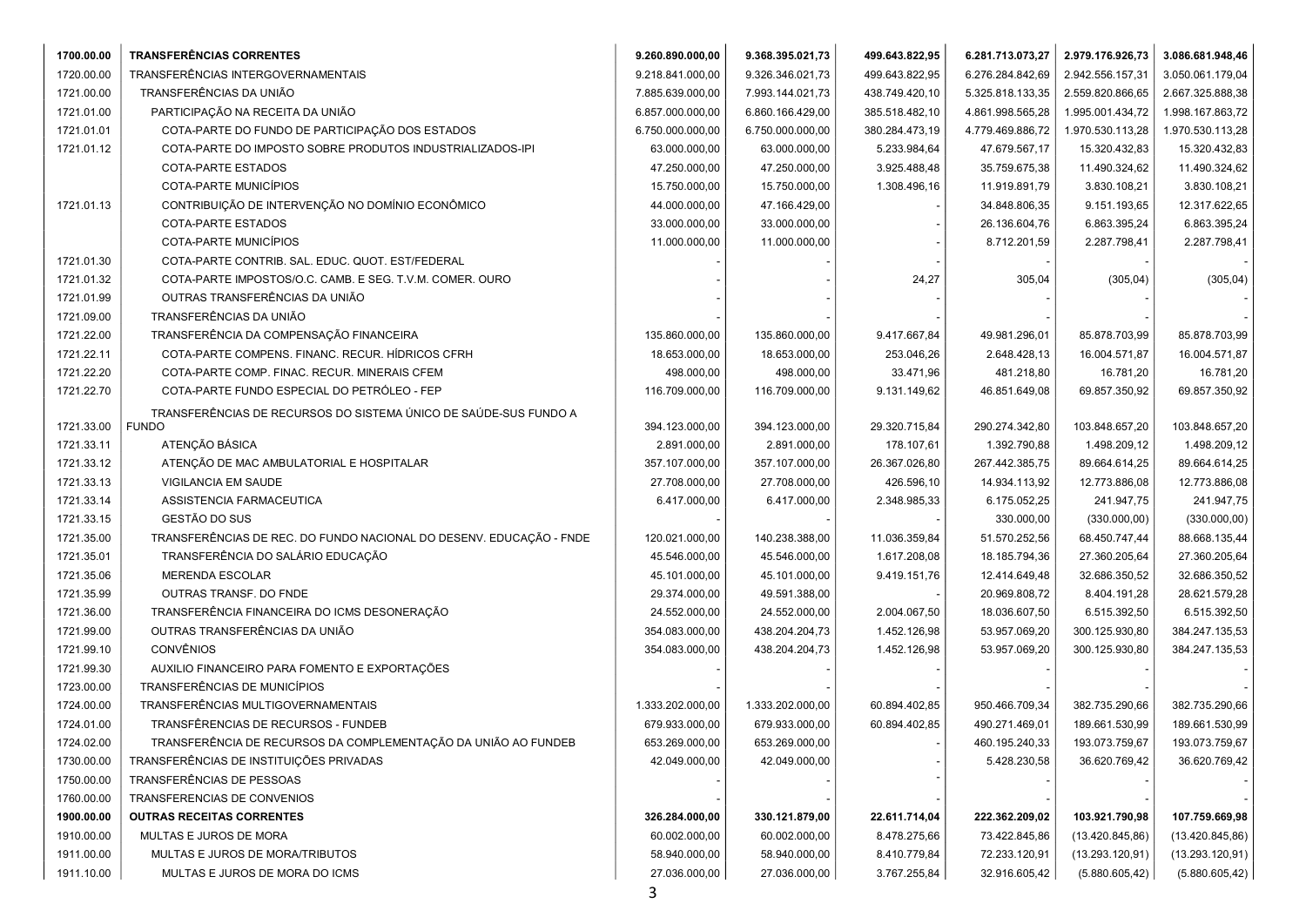| | | | | | | | |
|---|---|---|---|---|---|---|---|
| **1700.00.00** | **TRANSFERÊNCIAS CORRENTES** | **9.260.890.000,00** | **9.368.395.021,73** | **499.643.822,95** | **6.281.713.073,27** | **2.979.176.926,73** | **3.086.681.948,46** |
| 1720.00.00 | TRANSFERÊNCIAS INTERGOVERNAMENTAIS | 9.218.841.000,00 | 9.326.346.021,73 | 499.643.822,95 | 6.276.284.842,69 | 2.942.556.157,31 | 3.050.061.179,04 |
| 1721.00.00 | TRANSFERÊNCIAS DA UNIÃO | 7.885.639.000,00 | 7.993.144.021,73 | 438.749.420,10 | 5.325.818.133,35 | 2.559.820.866,65 | 2.667.325.888,38 |
| 1721.01.00 | PARTICIPAÇÃO NA RECEITA DA UNIÃO | 6.857.000.000,00 | 6.860.166.429,00 | 385.518.482,10 | 4.861.998.565,28 | 1.995.001.434,72 | 1.998.167.863,72 |
| 1721.01.01 | COTA-PARTE DO FUNDO DE PARTICIPAÇÃO DOS ESTADOS | 6.750.000.000,00 | 6.750.000.000,00 | 380.284.473,19 | 4.779.469.886,72 | 1.970.530.113,28 | 1.970.530.113,28 |
| 1721.01.12 | COTA-PARTE DO IMPOSTO SOBRE PRODUTOS INDUSTRIALIZADOS-IPI | 63.000.000,00 | 63.000.000,00 | 5.233.984,64 | 47.679.567,17 | 15.320.432,83 | 15.320.432,83 |
| | COTA-PARTE ESTADOS | 47.250.000,00 | 47.250.000,00 | 3.925.488,48 | 35.759.675,38 | 11.490.324,62 | 11.490.324,62 |
| | COTA-PARTE MUNICÍPIOS | 15.750.000,00 | 15.750.000,00 | 1.308.496,16 | 11.919.891,79 | 3.830.108,21 | 3.830.108,21 |
| 1721.01.13 | CONTRIBUIÇÃO DE INTERVENÇÃO NO DOMÍNIO ECONÔMICO | 44.000.000,00 | 47.166.429,00 | - | 34.848.806,35 | 9.151.193,65 | 12.317.622,65 |
| | COTA-PARTE ESTADOS | 33.000.000,00 | 33.000.000,00 | - | 26.136.604,76 | 6.863.395,24 | 6.863.395,24 |
| | COTA-PARTE MUNICÍPIOS | 11.000.000,00 | 11.000.000,00 | - | 8.712.201,59 | 2.287.798,41 | 2.287.798,41 |
| 1721.01.30 | COTA-PARTE CONTRIB. SAL. EDUC. QUOT. EST/FEDERAL | - | - | - | - | - | - |
| 1721.01.32 | COTA-PARTE IMPOSTOS/O.C. CAMB. E SEG. T.V.M. COMER. OURO | - | - | 24,27 | 305,04 | (305,04) | (305,04) |
| 1721.01.99 | OUTRAS TRANSFERÊNCIAS DA UNIÃO | - | - | - | - | - | - |
| 1721.09.00 | TRANSFERÊNCIAS DA UNIÃO | - | - | - | - | - | - |
| 1721.22.00 | TRANSFERÊNCIA DA COMPENSAÇÃO FINANCEIRA | 135.860.000,00 | 135.860.000,00 | 9.417.667,84 | 49.981.296,01 | 85.878.703,99 | 85.878.703,99 |
| 1721.22.11 | COTA-PARTE COMPENS. FINANC. RECUR. HÍDRICOS CFRH | 18.653.000,00 | 18.653.000,00 | 253.046,26 | 2.648.428,13 | 16.004.571,87 | 16.004.571,87 |
| 1721.22.20 | COTA-PARTE COMP. FINAC. RECUR. MINERAIS CFEM | 498.000,00 | 498.000,00 | 33.471,96 | 481.218,80 | 16.781,20 | 16.781,20 |
| 1721.22.70 | COTA-PARTE FUNDO ESPECIAL DO PETRÓLEO - FEP | 116.709.000,00 | 116.709.000,00 | 9.131.149,62 | 46.851.649,08 | 69.857.350,92 | 69.857.350,92 |
| 1721.33.00 | TRANSFERÊNCIAS DE RECURSOS DO SISTEMA ÚNICO DE SAÚDE-SUS FUNDO A FUNDO | 394.123.000,00 | 394.123.000,00 | 29.320.715,84 | 290.274.342,80 | 103.848.657,20 | 103.848.657,20 |
| 1721.33.11 | ATENÇÃO BÁSICA | 2.891.000,00 | 2.891.000,00 | 178.107,61 | 1.392.790,88 | 1.498.209,12 | 1.498.209,12 |
| 1721.33.12 | ATENÇÃO DE MAC AMBULATORIAL E HOSPITALAR | 357.107.000,00 | 357.107.000,00 | 26.367.026,80 | 267.442.385,75 | 89.664.614,25 | 89.664.614,25 |
| 1721.33.13 | VIGILANCIA EM SAUDE | 27.708.000,00 | 27.708.000,00 | 426.596,10 | 14.934.113,92 | 12.773.886,08 | 12.773.886,08 |
| 1721.33.14 | ASSISTENCIA FARMACEUTICA | 6.417.000,00 | 6.417.000,00 | 2.348.985,33 | 6.175.052,25 | 241.947,75 | 241.947,75 |
| 1721.33.15 | GESTÃO DO SUS | - | - | - | 330.000,00 | (330.000,00) | (330.000,00) |
| 1721.35.00 | TRANSFERÊNCIAS DE REC. DO FUNDO NACIONAL DO DESENV. EDUCAÇÃO - FNDE | 120.021.000,00 | 140.238.388,00 | 11.036.359,84 | 51.570.252,56 | 68.450.747,44 | 88.668.135,44 |
| 1721.35.01 | TRANSFERÊNCIA DO SALÁRIO EDUCAÇÃO | 45.546.000,00 | 45.546.000,00 | 1.617.208,08 | 18.185.794,36 | 27.360.205,64 | 27.360.205,64 |
| 1721.35.06 | MERENDA ESCOLAR | 45.101.000,00 | 45.101.000,00 | 9.419.151,76 | 12.414.649,48 | 32.686.350,52 | 32.686.350,52 |
| 1721.35.99 | OUTRAS TRANSF. DO FNDE | 29.374.000,00 | 49.591.388,00 | - | 20.969.808,72 | 8.404.191,28 | 28.621.579,28 |
| 1721.36.00 | TRANSFERÊNCIA FINANCEIRA DO ICMS DESONERAÇÃO | 24.552.000,00 | 24.552.000,00 | 2.004.067,50 | 18.036.607,50 | 6.515.392,50 | 6.515.392,50 |
| 1721.99.00 | OUTRAS TRANSFERÊNCIAS DA UNIÃO | 354.083.000,00 | 438.204.204,73 | 1.452.126,98 | 53.957.069,20 | 300.125.930,80 | 384.247.135,53 |
| 1721.99.10 | CONVÊNIOS | 354.083.000,00 | 438.204.204,73 | 1.452.126,98 | 53.957.069,20 | 300.125.930,80 | 384.247.135,53 |
| 1721.99.30 | AUXILIO FINANCEIRO PARA FOMENTO E EXPORTAÇÕES | - | - | - | - | - | - |
| 1723.00.00 | TRANSFERÊNCIAS DE MUNICÍPIOS | - | - | - | - | - | - |
| 1724.00.00 | TRANSFERÊNCIAS MULTIGOVERNAMENTAIS | 1.333.202.000,00 | 1.333.202.000,00 | 60.894.402,85 | 950.466.709,34 | 382.735.290,66 | 382.735.290,66 |
| 1724.01.00 | TRANSFÊRENCIAS DE RECURSOS - FUNDEB | 679.933.000,00 | 679.933.000,00 | 60.894.402,85 | 490.271.469,01 | 189.661.530,99 | 189.661.530,99 |
| 1724.02.00 | TRANSFERÊNCIA DE RECURSOS DA COMPLEMENTAÇÃO DA UNIÃO AO FUNDEB | 653.269.000,00 | 653.269.000,00 | - | 460.195.240,33 | 193.073.759,67 | 193.073.759,67 |
| 1730.00.00 | TRANSFERÊNCIAS DE INSTITUIÇÕES PRIVADAS | 42.049.000,00 | 42.049.000,00 | - | 5.428.230,58 | 36.620.769,42 | 36.620.769,42 |
| 1750.00.00 | TRANSFERÊNCIAS DE PESSOAS | - | - | - | - | - | - |
| 1760.00.00 | TRANSFERENCIAS DE CONVENIOS | - | - | - | - | - | - |
| **1900.00.00** | **OUTRAS RECEITAS CORRENTES** | **326.284.000,00** | **330.121.879,00** | **22.611.714,04** | **222.362.209,02** | **103.921.790,98** | **107.759.669,98** |
| 1910.00.00 | MULTAS E JUROS DE MORA | 60.002.000,00 | 60.002.000,00 | 8.478.275,66 | 73.422.845,86 | (13.420.845,86) | (13.420.845,86) |
| 1911.00.00 | MULTAS E JUROS DE MORA/TRIBUTOS | 58.940.000,00 | 58.940.000,00 | 8.410.779,84 | 72.233.120,91 | (13.293.120,91) | (13.293.120,91) |
| 1911.10.00 | MULTAS E JUROS DE MORA DO ICMS | 27.036.000,00 | 27.036.000,00 | 3.767.255,84 | 32.916.605,42 | (5.880.605,42) | (5.880.605,42) |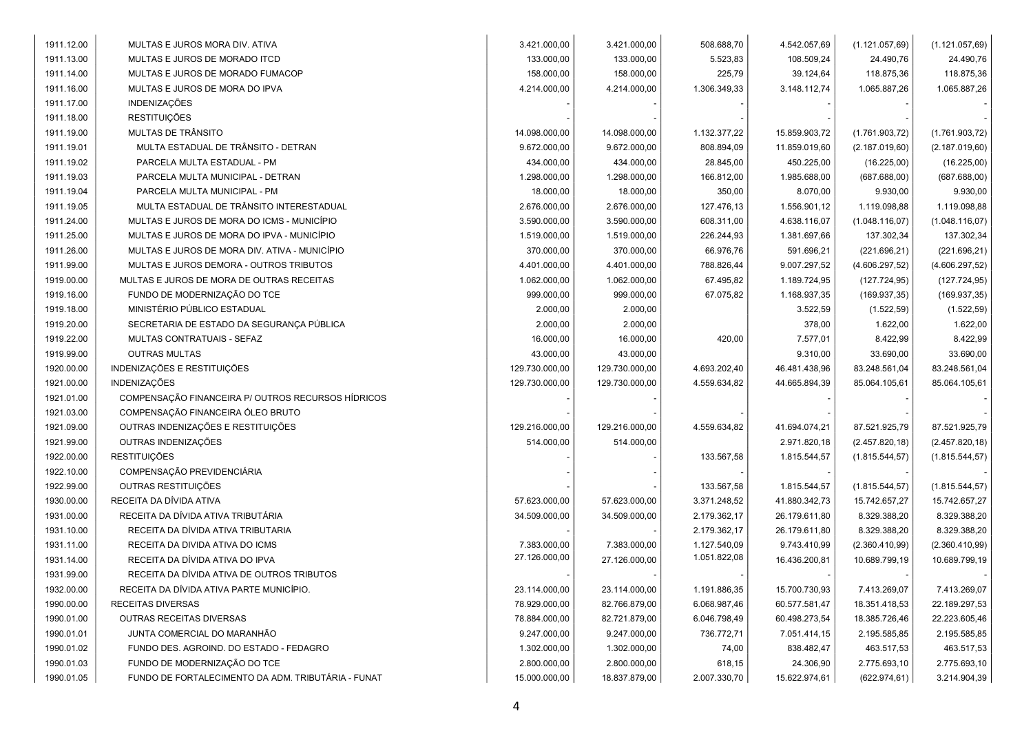| | | | | | | | |
|---|---|---|---|---|---|---|---|
| 1911.12.00 | MULTAS E JUROS MORA DIV. ATIVA | 3.421.000,00 | 3.421.000,00 | 508.688,70 | 4.542.057,69 | (1.121.057,69) | (1.121.057,69) |
| 1911.13.00 | MULTAS E JUROS DE MORADO ITCD | 133.000,00 | 133.000,00 | 5.523,83 | 108.509,24 | 24.490,76 | 24.490,76 |
| 1911.14.00 | MULTAS E JUROS DE MORADO FUMACOP | 158.000,00 | 158.000,00 | 225,79 | 39.124,64 | 118.875,36 | 118.875,36 |
| 1911.16.00 | MULTAS E JUROS DE MORA DO IPVA | 4.214.000,00 | 4.214.000,00 | 1.306.349,33 | 3.148.112,74 | 1.065.887,26 | 1.065.887,26 |
| 1911.17.00 | INDENIZAÇÕES | - | - | - | - | - | - |
| 1911.18.00 | RESTITUIÇÕES | - | - | - | - | - | - |
| 1911.19.00 | MULTAS DE TRÂNSITO | 14.098.000,00 | 14.098.000,00 | 1.132.377,22 | 15.859.903,72 | (1.761.903,72) | (1.761.903,72) |
| 1911.19.01 | MULTA ESTADUAL DE TRÂNSITO - DETRAN | 9.672.000,00 | 9.672.000,00 | 808.894,09 | 11.859.019,60 | (2.187.019,60) | (2.187.019,60) |
| 1911.19.02 | PARCELA MULTA ESTADUAL - PM | 434.000,00 | 434.000,00 | 28.845,00 | 450.225,00 | (16.225,00) | (16.225,00) |
| 1911.19.03 | PARCELA MULTA MUNICIPAL - DETRAN | 1.298.000,00 | 1.298.000,00 | 166.812,00 | 1.985.688,00 | (687.688,00) | (687.688,00) |
| 1911.19.04 | PARCELA MULTA MUNICIPAL - PM | 18.000,00 | 18.000,00 | 350,00 | 8.070,00 | 9.930,00 | 9.930,00 |
| 1911.19.05 | MULTA ESTADUAL DE TRÂNSITO INTERESTADUAL | 2.676.000,00 | 2.676.000,00 | 127.476,13 | 1.556.901,12 | 1.119.098,88 | 1.119.098,88 |
| 1911.24.00 | MULTAS E JUROS DE MORA DO ICMS - MUNICÍPIO | 3.590.000,00 | 3.590.000,00 | 608.311,00 | 4.638.116,07 | (1.048.116,07) | (1.048.116,07) |
| 1911.25.00 | MULTAS E JUROS DE MORA DO IPVA - MUNICÍPIO | 1.519.000,00 | 1.519.000,00 | 226.244,93 | 1.381.697,66 | 137.302,34 | 137.302,34 |
| 1911.26.00 | MULTAS E JUROS DE MORA DIV. ATIVA - MUNICÍPIO | 370.000,00 | 370.000,00 | 66.976,76 | 591.696,21 | (221.696,21) | (221.696,21) |
| 1911.99.00 | MULTAS E JUROS DEMORA - OUTROS TRIBUTOS | 4.401.000,00 | 4.401.000,00 | 788.826,44 | 9.007.297,52 | (4.606.297,52) | (4.606.297,52) |
| 1919.00.00 | MULTAS E JUROS DE MORA DE OUTRAS RECEITAS | 1.062.000,00 | 1.062.000,00 | 67.495,82 | 1.189.724,95 | (127.724,95) | (127.724,95) |
| 1919.16.00 | FUNDO DE MODERNIZAÇÃO DO TCE | 999.000,00 | 999.000,00 | 67.075,82 | 1.168.937,35 | (169.937,35) | (169.937,35) |
| 1919.18.00 | MINISTÉRIO PÚBLICO ESTADUAL | 2.000,00 | 2.000,00 | | 3.522,59 | (1.522,59) | (1.522,59) |
| 1919.20.00 | SECRETARIA DE ESTADO DA SEGURANÇA PÚBLICA | 2.000,00 | 2.000,00 | | 378,00 | 1.622,00 | 1.622,00 |
| 1919.22.00 | MULTAS CONTRATUAIS - SEFAZ | 16.000,00 | 16.000,00 | 420,00 | 7.577,01 | 8.422,99 | 8.422,99 |
| 1919.99.00 | OUTRAS MULTAS | 43.000,00 | 43.000,00 | | 9.310,00 | 33.690,00 | 33.690,00 |
| 1920.00.00 | INDENIZAÇÕES E RESTITUIÇÕES | 129.730.000,00 | 129.730.000,00 | 4.693.202,40 | 46.481.438,96 | 83.248.561,04 | 83.248.561,04 |
| 1921.00.00 | INDENIZAÇÕES | 129.730.000,00 | 129.730.000,00 | 4.559.634,82 | 44.665.894,39 | 85.064.105,61 | 85.064.105,61 |
| 1921.01.00 | COMPENSAÇÃO FINANCEIRA P/ OUTROS RECURSOS HÍDRICOS | - | - | | - | - | - |
| 1921.03.00 | COMPENSAÇÃO FINANCEIRA ÓLEO BRUTO | - | - | - | - | - | - |
| 1921.09.00 | OUTRAS INDENIZAÇÕES E RESTITUIÇÕES | 129.216.000,00 | 129.216.000,00 | 4.559.634,82 | 41.694.074,21 | 87.521.925,79 | 87.521.925,79 |
| 1921.99.00 | OUTRAS INDENIZAÇÕES | 514.000,00 | 514.000,00 | | 2.971.820,18 | (2.457.820,18) | (2.457.820,18) |
| 1922.00.00 | RESTITUIÇÕES | - | - | 133.567,58 | 1.815.544,57 | (1.815.544,57) | (1.815.544,57) |
| 1922.10.00 | COMPENSAÇÃO PREVIDENCIÁRIA | - | - | - | - | - | - |
| 1922.99.00 | OUTRAS RESTITUIÇÕES | - | - | 133.567,58 | 1.815.544,57 | (1.815.544,57) | (1.815.544,57) |
| 1930.00.00 | RECEITA DA DÍVIDA ATIVA | 57.623.000,00 | 57.623.000,00 | 3.371.248,52 | 41.880.342,73 | 15.742.657,27 | 15.742.657,27 |
| 1931.00.00 | RECEITA DA DÍVIDA ATIVA TRIBUTÁRIA | 34.509.000,00 | 34.509.000,00 | 2.179.362,17 | 26.179.611,80 | 8.329.388,20 | 8.329.388,20 |
| 1931.10.00 | RECEITA DA DÍVIDA ATIVA TRIBUTARIA | - | - | 2.179.362,17 | 26.179.611,80 | 8.329.388,20 | 8.329.388,20 |
| 1931.11.00 | RECEITA DA DIVIDA ATIVA DO ICMS | 7.383.000,00 | 7.383.000,00 | 1.127.540,09 | 9.743.410,99 | (2.360.410,99) | (2.360.410,99) |
| 1931.14.00 | RECEITA DA DÍVIDA ATIVA DO IPVA | 27.126.000,00 | 27.126.000,00 | 1.051.822,08 | 16.436.200,81 | 10.689.799,19 | 10.689.799,19 |
| 1931.99.00 | RECEITA DA DÍVIDA ATIVA DE OUTROS TRIBUTOS | - | - | - | - | - | - |
| 1932.00.00 | RECEITA DA DÍVIDA ATIVA PARTE MUNICÍPIO. | 23.114.000,00 | 23.114.000,00 | 1.191.886,35 | 15.700.730,93 | 7.413.269,07 | 7.413.269,07 |
| 1990.00.00 | RECEITAS DIVERSAS | 78.929.000,00 | 82.766.879,00 | 6.068.987,46 | 60.577.581,47 | 18.351.418,53 | 22.189.297,53 |
| 1990.01.00 | OUTRAS RECEITAS DIVERSAS | 78.884.000,00 | 82.721.879,00 | 6.046.798,49 | 60.498.273,54 | 18.385.726,46 | 22.223.605,46 |
| 1990.01.01 | JUNTA COMERCIAL DO MARANHÃO | 9.247.000,00 | 9.247.000,00 | 736.772,71 | 7.051.414,15 | 2.195.585,85 | 2.195.585,85 |
| 1990.01.02 | FUNDO DES. AGROIND. DO ESTADO - FEDAGRO | 1.302.000,00 | 1.302.000,00 | 74,00 | 838.482,47 | 463.517,53 | 463.517,53 |
| 1990.01.03 | FUNDO DE MODERNIZAÇÃO DO TCE | 2.800.000,00 | 2.800.000,00 | 618,15 | 24.306,90 | 2.775.693,10 | 2.775.693,10 |
| 1990.01.05 | FUNDO DE FORTALECIMENTO DA ADM. TRIBUTÁRIA - FUNAT | 15.000.000,00 | 18.837.879,00 | 2.007.330,70 | 15.622.974,61 | (622.974,61) | 3.214.904,39 |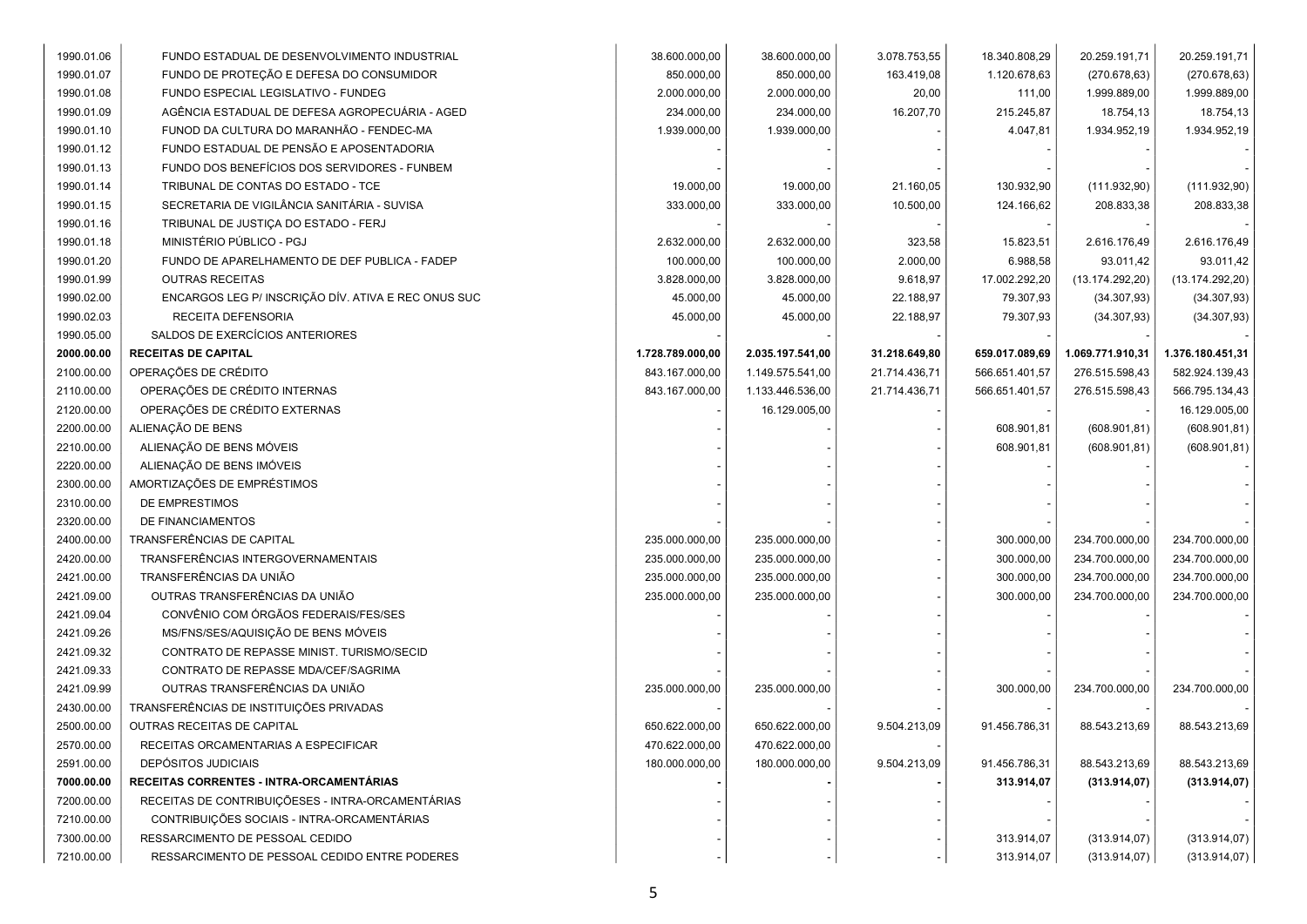| | | | | | | | |
|---|---|---|---|---|---|---|---|
| 1990.01.06 | FUNDO ESTADUAL DE DESENVOLVIMENTO INDUSTRIAL | 38.600.000,00 | 38.600.000,00 | 3.078.753,55 | 18.340.808,29 | 20.259.191,71 | 20.259.191,71 |
| 1990.01.07 | FUNDO DE PROTEÇÃO E DEFESA DO CONSUMIDOR | 850.000,00 | 850.000,00 | 163.419,08 | 1.120.678,63 | (270.678,63) | (270.678,63) |
| 1990.01.08 | FUNDO ESPECIAL LEGISLATIVO - FUNDEG | 2.000.000,00 | 2.000.000,00 | 20,00 | 111,00 | 1.999.889,00 | 1.999.889,00 |
| 1990.01.09 | AGÊNCIA ESTADUAL DE DEFESA AGROPECUÁRIA - AGED | 234.000,00 | 234.000,00 | 16.207,70 | 215.245,87 | 18.754,13 | 18.754,13 |
| 1990.01.10 | FUNOD DA CULTURA DO MARANHÃO - FENDEC-MA | 1.939.000,00 | 1.939.000,00 | - | 4.047,81 | 1.934.952,19 | 1.934.952,19 |
| 1990.01.12 | FUNDO ESTADUAL DE PENSÃO E APOSENTADORIA | - | - | - | - | - | - |
| 1990.01.13 | FUNDO DOS BENEFÍCIOS DOS SERVIDORES - FUNBEM | - | - | - | - | - | - |
| 1990.01.14 | TRIBUNAL DE CONTAS DO ESTADO - TCE | 19.000,00 | 19.000,00 | 21.160,05 | 130.932,90 | (111.932,90) | (111.932,90) |
| 1990.01.15 | SECRETARIA DE VIGILÂNCIA SANITÁRIA - SUVISA | 333.000,00 | 333.000,00 | 10.500,00 | 124.166,62 | 208.833,38 | 208.833,38 |
| 1990.01.16 | TRIBUNAL DE JUSTIÇA DO ESTADO - FERJ | - | - | - | - | - | - |
| 1990.01.18 | MINISTÉRIO PÚBLICO - PGJ | 2.632.000,00 | 2.632.000,00 | 323,58 | 15.823,51 | 2.616.176,49 | 2.616.176,49 |
| 1990.01.20 | FUNDO DE APARELHAMENTO DE DEF PUBLICA - FADEP | 100.000,00 | 100.000,00 | 2.000,00 | 6.988,58 | 93.011,42 | 93.011,42 |
| 1990.01.99 | OUTRAS RECEITAS | 3.828.000,00 | 3.828.000,00 | 9.618,97 | 17.002.292,20 | (13.174.292,20) | (13.174.292,20) |
| 1990.02.00 | ENCARGOS LEG P/ INSCRIÇÃO DÍV. ATIVA E REC ONUS SUC | 45.000,00 | 45.000,00 | 22.188,97 | 79.307,93 | (34.307,93) | (34.307,93) |
| 1990.02.03 | RECEITA DEFENSORIA | 45.000,00 | 45.000,00 | 22.188,97 | 79.307,93 | (34.307,93) | (34.307,93) |
| 1990.05.00 | SALDOS DE EXERCÍCIOS ANTERIORES | - | - | - | - | - | - |
| **2000.00.00** | **RECEITAS DE CAPITAL** | **1.728.789.000,00** | **2.035.197.541,00** | **31.218.649,80** | **659.017.089,69** | **1.069.771.910,31** | **1.376.180.451,31** |
| 2100.00.00 | OPERAÇÕES DE CRÉDITO | 843.167.000,00 | 1.149.575.541,00 | 21.714.436,71 | 566.651.401,57 | 276.515.598,43 | 582.924.139,43 |
| 2110.00.00 | OPERAÇÕES DE CRÉDITO INTERNAS | 843.167.000,00 | 1.133.446.536,00 | 21.714.436,71 | 566.651.401,57 | 276.515.598,43 | 566.795.134,43 |
| 2120.00.00 | OPERAÇÕES DE CRÉDITO EXTERNAS | - | 16.129.005,00 | - | - | - | 16.129.005,00 |
| 2200.00.00 | ALIENAÇÃO DE BENS | - | - | - | 608.901,81 | (608.901,81) | (608.901,81) |
| 2210.00.00 | ALIENAÇÃO DE BENS MÓVEIS | - | - | - | 608.901,81 | (608.901,81) | (608.901,81) |
| 2220.00.00 | ALIENAÇÃO DE BENS IMÓVEIS | - | - | - | - | - | - |
| 2300.00.00 | AMORTIZAÇÕES DE EMPRÉSTIMOS | - | - | - | - | - | - |
| 2310.00.00 | DE EMPRESTIMOS | - | - | - | - | - | - |
| 2320.00.00 | DE FINANCIAMENTOS | - | - | - | - | - | - |
| 2400.00.00 | TRANSFERÊNCIAS DE CAPITAL | 235.000.000,00 | 235.000.000,00 | - | 300.000,00 | 234.700.000,00 | 234.700.000,00 |
| 2420.00.00 | TRANSFERÊNCIAS INTERGOVERNAMENTAIS | 235.000.000,00 | 235.000.000,00 | - | 300.000,00 | 234.700.000,00 | 234.700.000,00 |
| 2421.00.00 | TRANSFERÊNCIAS DA UNIÃO | 235.000.000,00 | 235.000.000,00 | - | 300.000,00 | 234.700.000,00 | 234.700.000,00 |
| 2421.09.00 | OUTRAS TRANSFERÊNCIAS DA UNIÃO | 235.000.000,00 | 235.000.000,00 | - | 300.000,00 | 234.700.000,00 | 234.700.000,00 |
| 2421.09.04 | CONVÊNIO COM ÓRGÃOS FEDERAIS/FES/SES | - | - | - | - | - | - |
| 2421.09.26 | MS/FNS/SES/AQUISIÇÃO DE BENS MÓVEIS | - | - | - | - | - | - |
| 2421.09.32 | CONTRATO DE REPASSE MINIST. TURISMO/SECID | - | - | - | - | - | - |
| 2421.09.33 | CONTRATO DE REPASSE MDA/CEF/SAGRIMA | - | - | - | - | - | - |
| 2421.09.99 | OUTRAS TRANSFERÊNCIAS DA UNIÃO | 235.000.000,00 | 235.000.000,00 | - | 300.000,00 | 234.700.000,00 | 234.700.000,00 |
| 2430.00.00 | TRANSFERÊNCIAS DE INSTITUIÇÕES PRIVADAS | - | - | - | - | - | - |
| 2500.00.00 | OUTRAS RECEITAS DE CAPITAL | 650.622.000,00 | 650.622.000,00 | 9.504.213,09 | 91.456.786,31 | 88.543.213,69 | 88.543.213,69 |
| 2570.00.00 | RECEITAS ORCAMENTARIAS A ESPECIFICAR | 470.622.000,00 | 470.622.000,00 | - | | | |
| 2591.00.00 | DEPÓSITOS JUDICIAIS | 180.000.000,00 | 180.000.000,00 | 9.504.213,09 | 91.456.786,31 | 88.543.213,69 | 88.543.213,69 |
| **7000.00.00** | **RECEITAS CORRENTES - INTRA-ORCAMENTÁRIAS** | **-** | **-** | **-** | **313.914,07** | **(313.914,07)** | **(313.914,07)** |
| 7200.00.00 | RECEITAS DE CONTRIBUIÇÕESES - INTRA-ORCAMENTÁRIAS | - | - | - | - | - | - |
| 7210.00.00 | CONTRIBUIÇÕES SOCIAIS - INTRA-ORCAMENTÁRIAS | - | - | - | - | - | - |
| 7300.00.00 | RESSARCIMENTO DE PESSOAL CEDIDO | - | - | - | 313.914,07 | (313.914,07) | (313.914,07) |
| 7210.00.00 | RESSARCIMENTO DE PESSOAL CEDIDO ENTRE PODERES | - | - | - | 313.914,07 | (313.914,07) | (313.914,07) |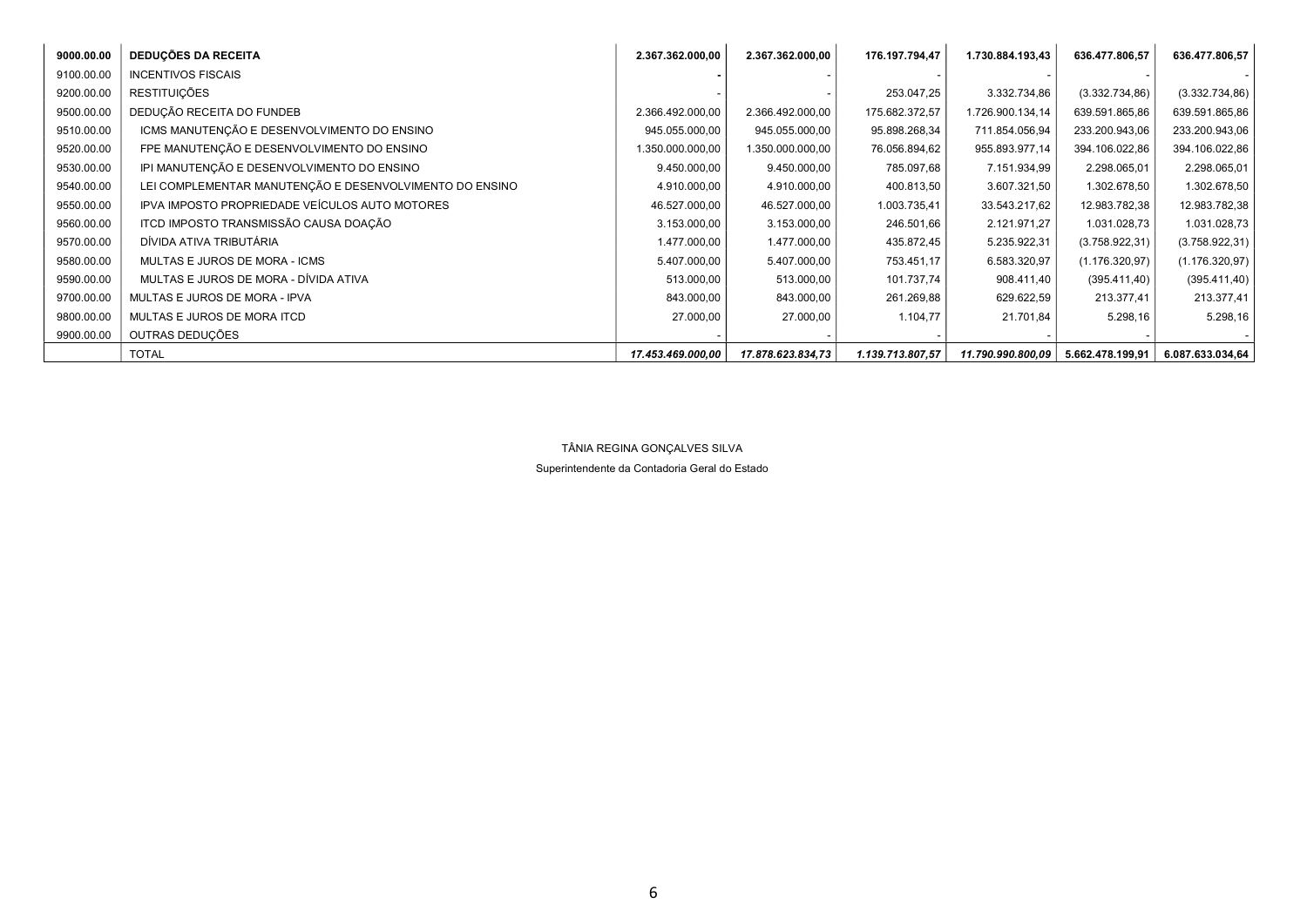| | | | | | | | |
|---|---|---|---|---|---|---|---|
| **9000.00.00** | **DEDUÇÕES DA RECEITA** | **2.367.362.000,00** | **2.367.362.000,00** | **176.197.794,47** | **1.730.884.193,43** | **636.477.806,57** | **636.477.806,57** |
| 9100.00.00 | INCENTIVOS FISCAIS | **-** | - | - | - | - | - |
| 9200.00.00 | RESTITUIÇÕES | - | - | 253.047,25 | 3.332.734,86 | (3.332.734,86) | (3.332.734,86) |
| 9500.00.00 | DEDUÇÃO RECEITA DO FUNDEB | 2.366.492.000,00 | 2.366.492.000,00 | 175.682.372,57 | 1.726.900.134,14 | 639.591.865,86 | 639.591.865,86 |
| 9510.00.00 | ICMS MANUTENÇÃO E DESENVOLVIMENTO DO ENSINO | 945.055.000,00 | 945.055.000,00 | 95.898.268,34 | 711.854.056,94 | 233.200.943,06 | 233.200.943,06 |
| 9520.00.00 | FPE MANUTENÇÃO E DESENVOLVIMENTO DO ENSINO | 1.350.000.000,00 | 1.350.000.000,00 | 76.056.894,62 | 955.893.977,14 | 394.106.022,86 | 394.106.022,86 |
| 9530.00.00 | IPI MANUTENÇÃO E DESENVOLVIMENTO DO ENSINO | 9.450.000,00 | 9.450.000,00 | 785.097,68 | 7.151.934,99 | 2.298.065,01 | 2.298.065,01 |
| 9540.00.00 | LEI COMPLEMENTAR MANUTENÇÃO E DESENVOLVIMENTO DO ENSINO | 4.910.000,00 | 4.910.000,00 | 400.813,50 | 3.607.321,50 | 1.302.678,50 | 1.302.678,50 |
| 9550.00.00 | IPVA IMPOSTO PROPRIEDADE VEÍCULOS AUTO MOTORES | 46.527.000,00 | 46.527.000,00 | 1.003.735,41 | 33.543.217,62 | 12.983.782,38 | 12.983.782,38 |
| 9560.00.00 | ITCD IMPOSTO TRANSMISSÃO CAUSA DOAÇÃO | 3.153.000,00 | 3.153.000,00 | 246.501,66 | 2.121.971,27 | 1.031.028,73 | 1.031.028,73 |
| 9570.00.00 | DÍVIDA ATIVA TRIBUTÁRIA | 1.477.000,00 | 1.477.000,00 | 435.872,45 | 5.235.922,31 | (3.758.922,31) | (3.758.922,31) |
| 9580.00.00 | MULTAS E JUROS DE MORA - ICMS | 5.407.000,00 | 5.407.000,00 | 753.451,17 | 6.583.320,97 | (1.176.320,97) | (1.176.320,97) |
| 9590.00.00 | MULTAS E JUROS DE MORA - DÍVIDA ATIVA | 513.000,00 | 513.000,00 | 101.737,74 | 908.411,40 | (395.411,40) | (395.411,40) |
| 9700.00.00 | MULTAS E JUROS DE MORA - IPVA | 843.000,00 | 843.000,00 | 261.269,88 | 629.622,59 | 213.377,41 | 213.377,41 |
| 9800.00.00 | MULTAS E JUROS DE MORA ITCD | 27.000,00 | 27.000,00 | 1.104,77 | 21.701,84 | 5.298,16 | 5.298,16 |
| 9900.00.00 | OUTRAS DEDUÇÕES | - | - | - | - | - | - |
| | TOTAL | ***17.453.469.000,00*** | ***17.878.623.834,73*** | ***1.139.713.807,57*** | ***11.790.990.800,09*** | **5.662.478.199,91** | **6.087.633.034,64** |

TÂNIA REGINA GONÇALVES SILVA

Superintendente da Contadoria Geral do Estado